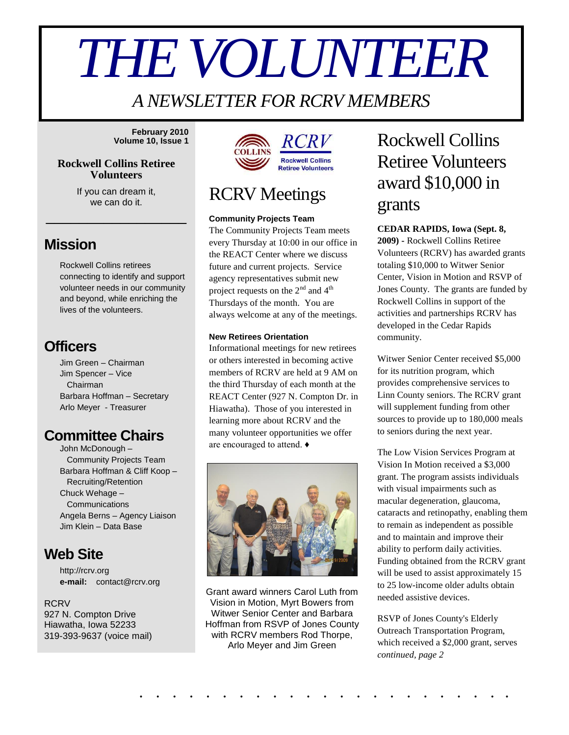# THE VOLUNTEER

## A NEWSLETTER FOR RCRV MEMBERS

**February 2010**
**Volume 10, Issue 1**

**Rockwell Collins Retiree Volunteers**

If you can dream it,
we can do it.

## Mission

Rockwell Collins retirees connecting to identify and support volunteer needs in our community and beyond, while enriching the lives of the volunteers.

## Officers

Jim Green – Chairman
Jim Spencer – Vice Chairman
Barbara Hoffman – Secretary
Arlo Meyer - Treasurer

## Committee Chairs

John McDonough – Community Projects Team
Barbara Hoffman & Cliff Koop – Recruiting/Retention
Chuck Wehage – Communications
Angela Berns – Agency Liaison
Jim Klein – Data Base

## Web Site

http://rcrv.org
**e-mail:** contact@rcrv.org

RCRV
927 N. Compton Drive
Hiawatha, Iowa 52233
319-393-9637 (voice mail)

# RCRV Meetings

**Community Projects Team**

The Community Projects Team meets every Thursday at 10:00 in our office in the REACT Center where we discuss future and current projects. Service agency representatives submit new project requests on the 2nd and 4th Thursdays of the month. You are always welcome at any of the meetings.

**New Retirees Orientation**

Informational meetings for new retirees or others interested in becoming active members of RCRV are held at 9 AM on the third Thursday of each month at the REACT Center (927 N. Compton Dr. in Hiawatha). Those of you interested in learning more about RCRV and the many volunteer opportunities we offer are encouraged to attend. ♦

Grant award winners Carol Luth from Vision in Motion, Myrt Bowers from Witwer Senior Center and Barbara Hoffman from RSVP of Jones County with RCRV members Rod Thorpe, Arlo Meyer and Jim Green

# Rockwell Collins Retiree Volunteers award $10,000 in grants

**CEDAR RAPIDS, Iowa (Sept. 8, 2009)** - Rockwell Collins Retiree Volunteers (RCRV) has awarded grants totaling $10,000 to Witwer Senior Center, Vision in Motion and RSVP of Jones County. The grants are funded by Rockwell Collins in support of the activities and partnerships RCRV has developed in the Cedar Rapids community.

Witwer Senior Center received $5,000 for its nutrition program, which provides comprehensive services to Linn County seniors. The RCRV grant will supplement funding from other sources to provide up to 180,000 meals to seniors during the next year.

The Low Vision Services Program at Vision In Motion received a $3,000 grant. The program assists individuals with visual impairments such as macular degeneration, glaucoma, cataracts and retinopathy, enabling them to remain as independent as possible and to maintain and improve their ability to perform daily activities. Funding obtained from the RCRV grant will be used to assist approximately 15 to 25 low-income older adults obtain needed assistive devices.

RSVP of Jones County's Elderly Outreach Transportation Program, which received a $2,000 grant, serves *continued, page 2*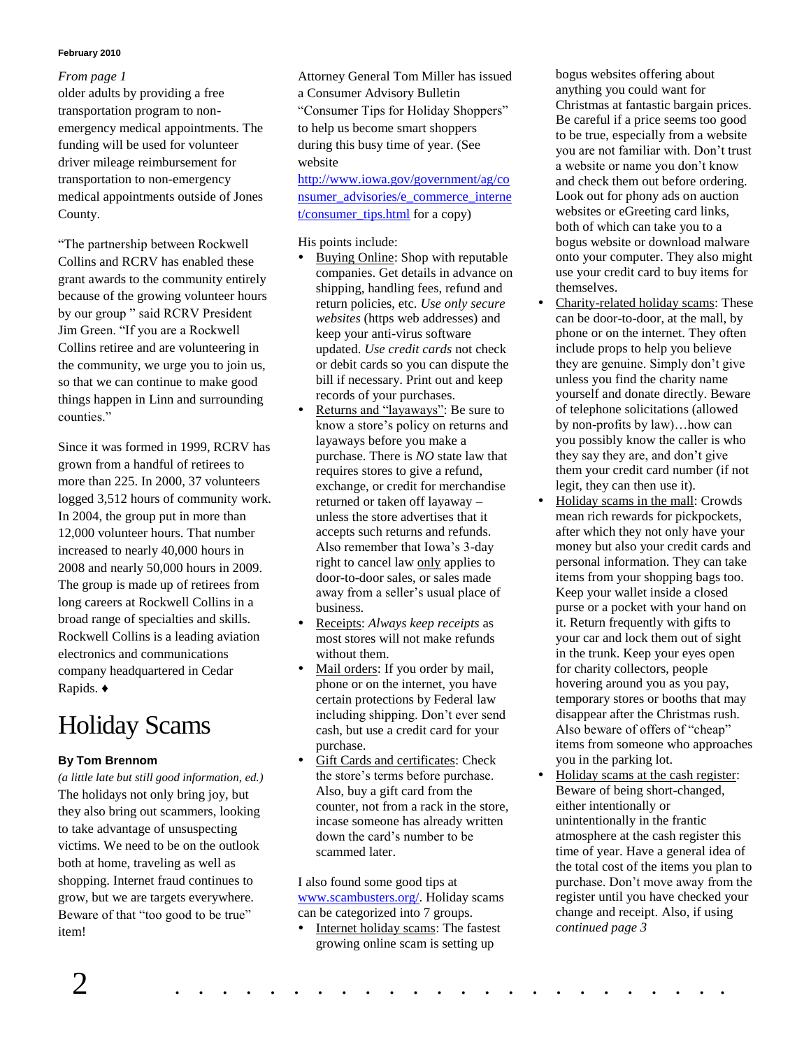*From page 1*
older adults by providing a free transportation program to non-emergency medical appointments. The funding will be used for volunteer driver mileage reimbursement for transportation to non-emergency medical appointments outside of Jones County.

"The partnership between Rockwell Collins and RCRV has enabled these grant awards to the community entirely because of the growing volunteer hours by our group " said RCRV President Jim Green. "If you are a Rockwell Collins retiree and are volunteering in the community, we urge you to join us, so that we can continue to make good things happen in Linn and surrounding counties."

Since it was formed in 1999, RCRV has grown from a handful of retirees to more than 225. In 2000, 37 volunteers logged 3,512 hours of community work. In 2004, the group put in more than 12,000 volunteer hours. That number increased to nearly 40,000 hours in 2008 and nearly 50,000 hours in 2009. The group is made up of retirees from long careers at Rockwell Collins in a broad range of specialties and skills. Rockwell Collins is a leading aviation electronics and communications company headquartered in Cedar Rapids. ♦

# Holiday Scams

**By Tom Brennom**

*(a little late but still good information, ed.)*

The holidays not only bring joy, but they also bring out scammers, looking to take advantage of unsuspecting victims. We need to be on the outlook both at home, traveling as well as shopping. Internet fraud continues to grow, but we are targets everywhere. Beware of that "too good to be true" item!

Attorney General Tom Miller has issued a Consumer Advisory Bulletin "Consumer Tips for Holiday Shoppers" to help us become smart shoppers during this busy time of year. (See website http://www.iowa.gov/government/ag/consumer_advisories/e_commerce_internet/consumer_tips.html for a copy)

His points include:

- Buying Online: Shop with reputable companies. Get details in advance on shipping, handling fees, refund and return policies, etc. *Use only secure websites* (https web addresses) and keep your anti-virus software updated. *Use credit cards* not check or debit cards so you can dispute the bill if necessary. Print out and keep records of your purchases.
- Returns and "layaways": Be sure to know a store's policy on returns and layaways before you make a purchase. There is *NO* state law that requires stores to give a refund, exchange, or credit for merchandise returned or taken off layaway – unless the store advertises that it accepts such returns and refunds. Also remember that Iowa's 3-day right to cancel law only applies to door-to-door sales, or sales made away from a seller's usual place of business.
- Receipts: *Always keep receipts* as most stores will not make refunds without them.
- Mail orders: If you order by mail, phone or on the internet, you have certain protections by Federal law including shipping. Don't ever send cash, but use a credit card for your purchase.
- Gift Cards and certificates: Check the store's terms before purchase. Also, buy a gift card from the counter, not from a rack in the store, incase someone has already written down the card's number to be scammed later.

I also found some good tips at www.scambusters.org/. Holiday scams can be categorized into 7 groups.

- Internet holiday scams: The fastest growing online scam is setting up bogus websites offering about anything you could want for Christmas at fantastic bargain prices. Be careful if a price seems too good to be true, especially from a website you are not familiar with. Don't trust a website or name you don't know and check them out before ordering. Look out for phony ads on auction websites or eGreeting card links, both of which can take you to a bogus website or download malware onto your computer. They also might use your credit card to buy items for themselves.
- Charity-related holiday scams: These can be door-to-door, at the mall, by phone or on the internet. They often include props to help you believe they are genuine. Simply don't give unless you find the charity name yourself and donate directly. Beware of telephone solicitations (allowed by non-profits by law)…how can you possibly know the caller is who they say they are, and don't give them your credit card number (if not legit, they can then use it).
- Holiday scams in the mall: Crowds mean rich rewards for pickpockets, after which they not only have your money but also your credit cards and personal information. They can take items from your shopping bags too. Keep your wallet inside a closed purse or a pocket with your hand on it. Return frequently with gifts to your car and lock them out of sight in the trunk. Keep your eyes open for charity collectors, people hovering around you as you pay, temporary stores or booths that may disappear after the Christmas rush. Also beware of offers of "cheap" items from someone who approaches you in the parking lot.
- Holiday scams at the cash register: Beware of being short-changed, either intentionally or unintentionally in the frantic atmosphere at the cash register this time of year. Have a general idea of the total cost of the items you plan to purchase. Don't move away from the register until you have checked your change and receipt. Also, if using

*continued page 3*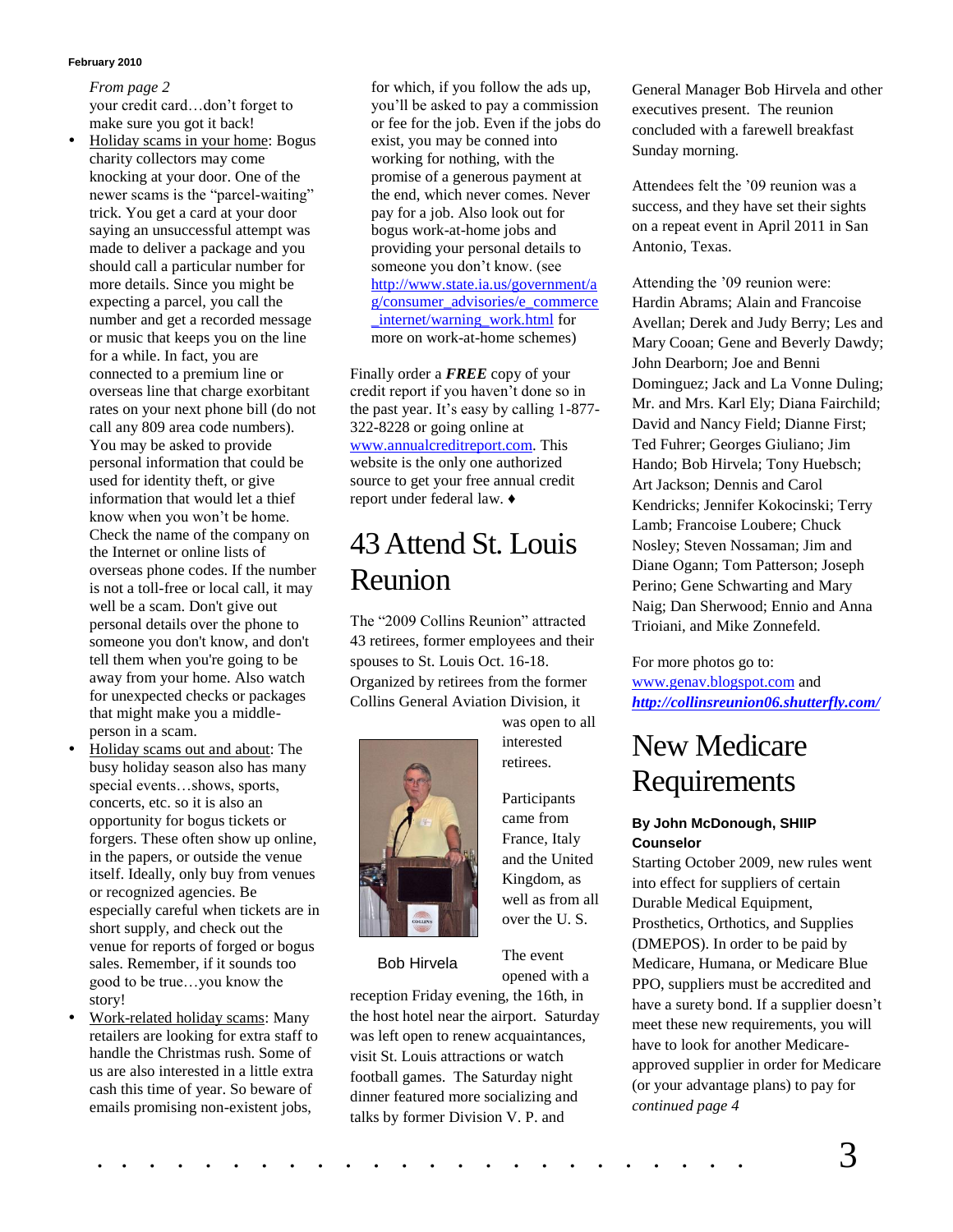*From page 2*

your credit card…don't forget to make sure you got it back!

- Holiday scams in your home: Bogus charity collectors may come knocking at your door. One of the newer scams is the "parcel-waiting" trick. You get a card at your door saying an unsuccessful attempt was made to deliver a package and you should call a particular number for more details. Since you might be expecting a parcel, you call the number and get a recorded message or music that keeps you on the line for a while. In fact, you are connected to a premium line or overseas line that charge exorbitant rates on your next phone bill (do not call any 809 area code numbers). You may be asked to provide personal information that could be used for identity theft, or give information that would let a thief know when you won't be home. Check the name of the company on the Internet or online lists of overseas phone codes. If the number is not a toll-free or local call, it may well be a scam. Don't give out personal details over the phone to someone you don't know, and don't tell them when you're going to be away from your home. Also watch for unexpected checks or packages that might make you a middle-person in a scam.
- Holiday scams out and about: The busy holiday season also has many special events…shows, sports, concerts, etc. so it is also an opportunity for bogus tickets or forgers. These often show up online, in the papers, or outside the venue itself. Ideally, only buy from venues or recognized agencies. Be especially careful when tickets are in short supply, and check out the venue for reports of forged or bogus sales. Remember, if it sounds too good to be true…you know the story!
- Work-related holiday scams: Many retailers are looking for extra staff to handle the Christmas rush. Some of us are also interested in a little extra cash this time of year. So beware of emails promising non-existent jobs, for which, if you follow the ads up, you'll be asked to pay a commission or fee for the job. Even if the jobs do exist, you may be conned into working for nothing, with the promise of a generous payment at the end, which never comes. Never pay for a job. Also look out for bogus work-at-home jobs and providing your personal details to someone you don't know. (see http://www.state.ia.us/government/ag/consumer_advisories/e_commerce_internet/warning_work.html for more on work-at-home schemes)

Finally order a ***FREE*** copy of your credit report if you haven't done so in the past year. It's easy by calling 1-877-322-8228 or going online at www.annualcreditreport.com. This website is the only one authorized source to get your free annual credit report under federal law. ♦

# 43 Attend St. Louis Reunion

The "2009 Collins Reunion" attracted 43 retirees, former employees and their spouses to St. Louis Oct. 16-18. Organized by retirees from the former Collins General Aviation Division, it was open to all interested retirees.

Bob Hirvela

Participants came from France, Italy and the United Kingdom, as well as from all over the U. S.

The event opened with a reception Friday evening, the 16th, in the host hotel near the airport. Saturday was left open to renew acquaintances, visit St. Louis attractions or watch football games. The Saturday night dinner featured more socializing and talks by former Division V. P. and General Manager Bob Hirvela and other executives present. The reunion concluded with a farewell breakfast Sunday morning.

Attendees felt the '09 reunion was a success, and they have set their sights on a repeat event in April 2011 in San Antonio, Texas.

Attending the '09 reunion were: Hardin Abrams; Alain and Francoise Avellan; Derek and Judy Berry; Les and Mary Cooan; Gene and Beverly Dawdy; John Dearborn; Joe and Benni Dominguez; Jack and La Vonne Duling; Mr. and Mrs. Karl Ely; Diana Fairchild; David and Nancy Field; Dianne First; Ted Fuhrer; Georges Giuliano; Jim Hando; Bob Hirvela; Tony Huebsch; Art Jackson; Dennis and Carol Kendricks; Jennifer Kokocinski; Terry Lamb; Francoise Loubere; Chuck Nosley; Steven Nossaman; Jim and Diane Ogann; Tom Patterson; Joseph Perino; Gene Schwarting and Mary Naig; Dan Sherwood; Ennio and Anna Trioiani, and Mike Zonnefeld.

For more photos go to: www.genav.blogspot.com and ***http://collinsreunion06.shutterfly.com/***

# New Medicare Requirements

**By John McDonough, SHIIP Counselor**

Starting October 2009, new rules went into effect for suppliers of certain Durable Medical Equipment, Prosthetics, Orthotics, and Supplies (DMEPOS). In order to be paid by Medicare, Humana, or Medicare Blue PPO, suppliers must be accredited and have a surety bond. If a supplier doesn't meet these new requirements, you will have to look for another Medicare-approved supplier in order for Medicare (or your advantage plans) to pay for

*continued page 4*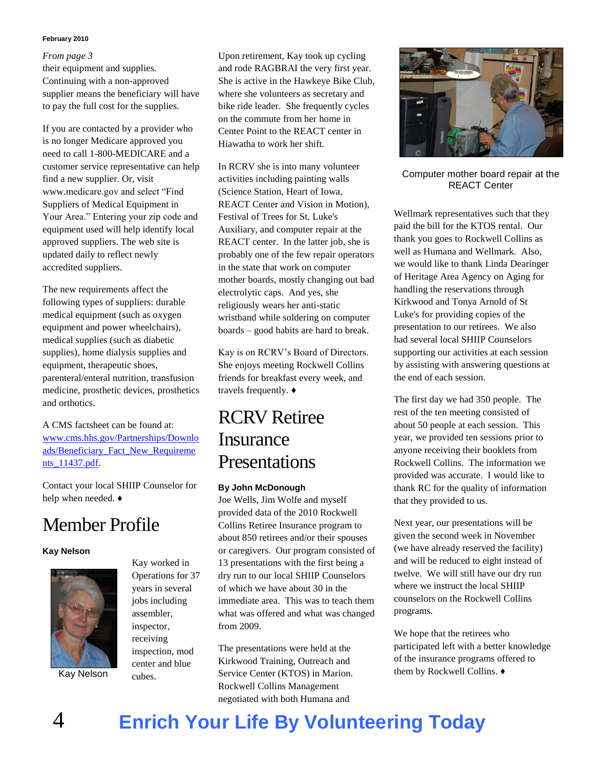*From page 3*
their equipment and supplies. Continuing with a non-approved supplier means the beneficiary will have to pay the full cost for the supplies.

If you are contacted by a provider who is no longer Medicare approved you need to call 1-800-MEDICARE and a customer service representative can help find a new supplier. Or, visit www.medicare.gov and select "Find Suppliers of Medical Equipment in Your Area." Entering your zip code and equipment used will help identify local approved suppliers. The web site is updated daily to reflect newly accredited suppliers.

The new requirements affect the following types of suppliers: durable medical equipment (such as oxygen equipment and power wheelchairs), medical supplies (such as diabetic supplies), home dialysis supplies and equipment, therapeutic shoes, parenteral/enteral nutrition, transfusion medicine, prosthetic devices, prosthetics and orthotics.

A CMS factsheet can be found at: www.cms.hhs.gov/Partnerships/Downloads/Beneficiary_Fact_New_Requirements_11437.pdf.

Contact your local SHIIP Counselor for help when needed. ♦

# Member Profile

**Kay Nelson**

Kay Nelson

Kay worked in Operations for 37 years in several jobs including assembler, inspector, receiving inspection, mod center and blue cubes.

Upon retirement, Kay took up cycling and rode RAGBRAI the very first year. She is active in the Hawkeye Bike Club, where she volunteers as secretary and bike ride leader. She frequently cycles on the commute from her home in Center Point to the REACT center in Hiawatha to work her shift.

In RCRV she is into many volunteer activities including painting walls (Science Station, Heart of Iowa, REACT Center and Vision in Motion), Festival of Trees for St. Luke's Auxiliary, and computer repair at the REACT center. In the latter job, she is probably one of the few repair operators in the state that work on computer mother boards, mostly changing out bad electrolytic caps. And yes, she religiously wears her anti-static wristband while soldering on computer boards – good habits are hard to break.

Kay is on RCRV's Board of Directors. She enjoys meeting Rockwell Collins friends for breakfast every week, and travels frequently. ♦

# RCRV Retiree Insurance Presentations

**By John McDonough**

Joe Wells, Jim Wolfe and myself provided data of the 2010 Rockwell Collins Retiree Insurance program to about 850 retirees and/or their spouses or caregivers. Our program consisted of 13 presentations with the first being a dry run to our local SHIIP Counselors of which we have about 30 in the immediate area. This was to teach them what was offered and what was changed from 2009.

The presentations were held at the Kirkwood Training, Outreach and Service Center (KTOS) in Marion. Rockwell Collins Management negotiated with both Humana and Wellmark representatives such that they paid the bill for the KTOS rental. Our thank you goes to Rockwell Collins as well as Humana and Wellmark. Also, we would like to thank Linda Dearinger of Heritage Area Agency on Aging for handling the reservations through Kirkwood and Tonya Arnold of St Luke's for providing copies of the presentation to our retirees. We also had several local SHIIP Counselors supporting our activities at each session by assisting with answering questions at the end of each session.

Computer mother board repair at the REACT Center

The first day we had 350 people. The rest of the ten meeting consisted of about 50 people at each session. This year, we provided ten sessions prior to anyone receiving their booklets from Rockwell Collins. The information we provided was accurate. I would like to thank RC for the quality of information that they provided to us.

Next year, our presentations will be given the second week in November (we have already reserved the facility) and will be reduced to eight instead of twelve. We will still have our dry run where we instruct the local SHIIP counselors on the Rockwell Collins programs.

We hope that the retirees who participated left with a better knowledge of the insurance programs offered to them by Rockwell Collins. ♦

**Enrich Your Life By Volunteering Today**